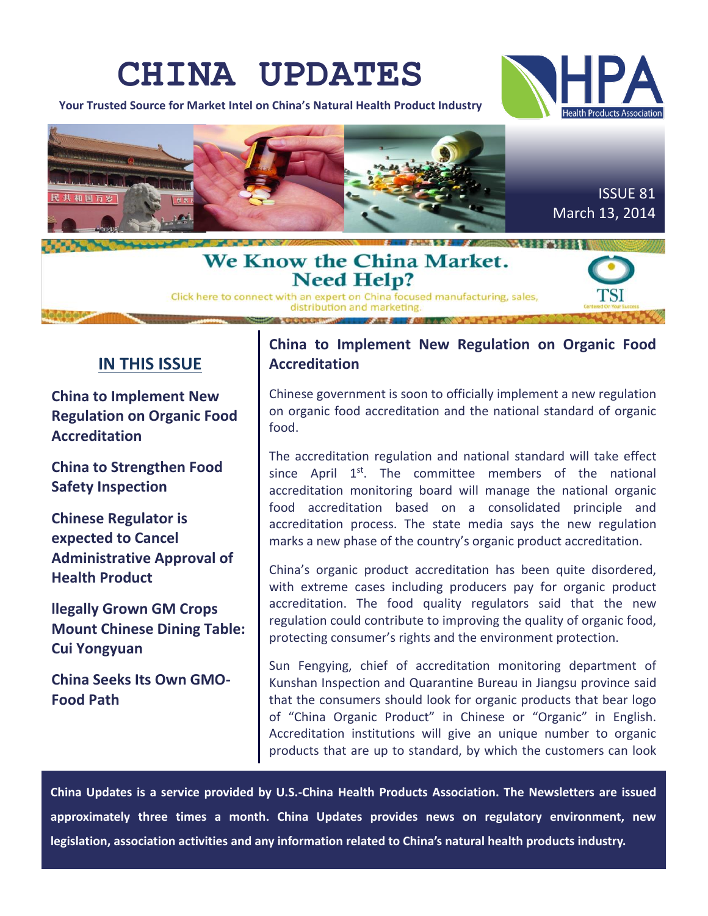# CHINA UPDATES

**Your Trusted Source for Market Intel on China's Natural Health Product Industry**

HPA Health Products Association

ISSUE 81
March 13, 2014

**We Know the China Market. Need Help?**

Click here to connect with an expert on China focused manufacturing, sales, distribution and marketing.

TSI Centered On Your Success

## IN THIS ISSUE

**China to Implement New Regulation on Organic Food Accreditation**

**China to Strengthen Food Safety Inspection**

**Chinese Regulator is expected to Cancel Administrative Approval of Health Product**

**llegally Grown GM Crops Mount Chinese Dining Table: Cui Yongyuan**

**China Seeks Its Own GMO-Food Path**

## China to Implement New Regulation on Organic Food Accreditation

Chinese government is soon to officially implement a new regulation on organic food accreditation and the national standard of organic food.

The accreditation regulation and national standard will take effect since April 1st. The committee members of the national accreditation monitoring board will manage the national organic food accreditation based on a consolidated principle and accreditation process. The state media says the new regulation marks a new phase of the country's organic product accreditation.

China's organic product accreditation has been quite disordered, with extreme cases including producers pay for organic product accreditation. The food quality regulators said that the new regulation could contribute to improving the quality of organic food, protecting consumer's rights and the environment protection.

Sun Fengying, chief of accreditation monitoring department of Kunshan Inspection and Quarantine Bureau in Jiangsu province said that the consumers should look for organic products that bear logo of "China Organic Product" in Chinese or "Organic" in English. Accreditation institutions will give an unique number to organic products that are up to standard, by which the customers can look

**China Updates is a service provided by U.S.-China Health Products Association. The Newsletters are issued approximately three times a month. China Updates provides news on regulatory environment, new legislation, association activities and any information related to China's natural health products industry.**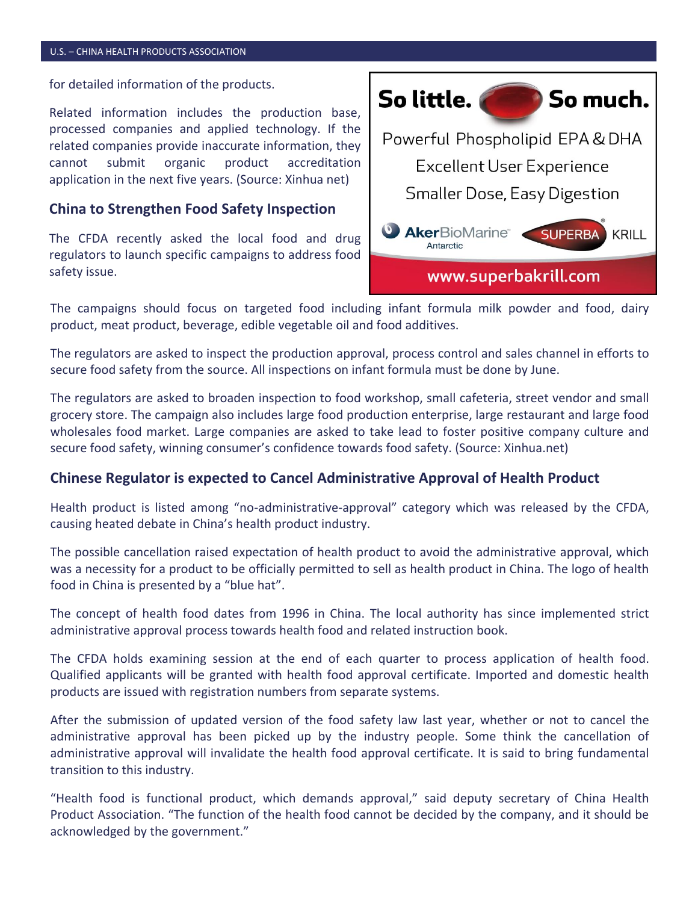for detailed information of the products.

Related information includes the production base, processed companies and applied technology. If the related companies provide inaccurate information, they cannot submit organic product accreditation application in the next five years. (Source: Xinhua net)

## China to Strengthen Food Safety Inspection

The CFDA recently asked the local food and drug regulators to launch specific campaigns to address food safety issue.

So little. So much.

Powerful Phospholipid EPA & DHA

Excellent User Experience

Smaller Dose, Easy Digestion

AkerBioMarine Antarctic SUPERBA KRILL

www.superbakrill.com

The campaigns should focus on targeted food including infant formula milk powder and food, dairy product, meat product, beverage, edible vegetable oil and food additives.

The regulators are asked to inspect the production approval, process control and sales channel in efforts to secure food safety from the source. All inspections on infant formula must be done by June.

The regulators are asked to broaden inspection to food workshop, small cafeteria, street vendor and small grocery store. The campaign also includes large food production enterprise, large restaurant and large food wholesales food market. Large companies are asked to take lead to foster positive company culture and secure food safety, winning consumer's confidence towards food safety. (Source: Xinhua.net)

## Chinese Regulator is expected to Cancel Administrative Approval of Health Product

Health product is listed among "no-administrative-approval" category which was released by the CFDA, causing heated debate in China's health product industry.

The possible cancellation raised expectation of health product to avoid the administrative approval, which was a necessity for a product to be officially permitted to sell as health product in China. The logo of health food in China is presented by a "blue hat".

The concept of health food dates from 1996 in China. The local authority has since implemented strict administrative approval process towards health food and related instruction book.

The CFDA holds examining session at the end of each quarter to process application of health food. Qualified applicants will be granted with health food approval certificate. Imported and domestic health products are issued with registration numbers from separate systems.

After the submission of updated version of the food safety law last year, whether or not to cancel the administrative approval has been picked up by the industry people. Some think the cancellation of administrative approval will invalidate the health food approval certificate. It is said to bring fundamental transition to this industry.

"Health food is functional product, which demands approval," said deputy secretary of China Health Product Association. "The function of the health food cannot be decided by the company, and it should be acknowledged by the government."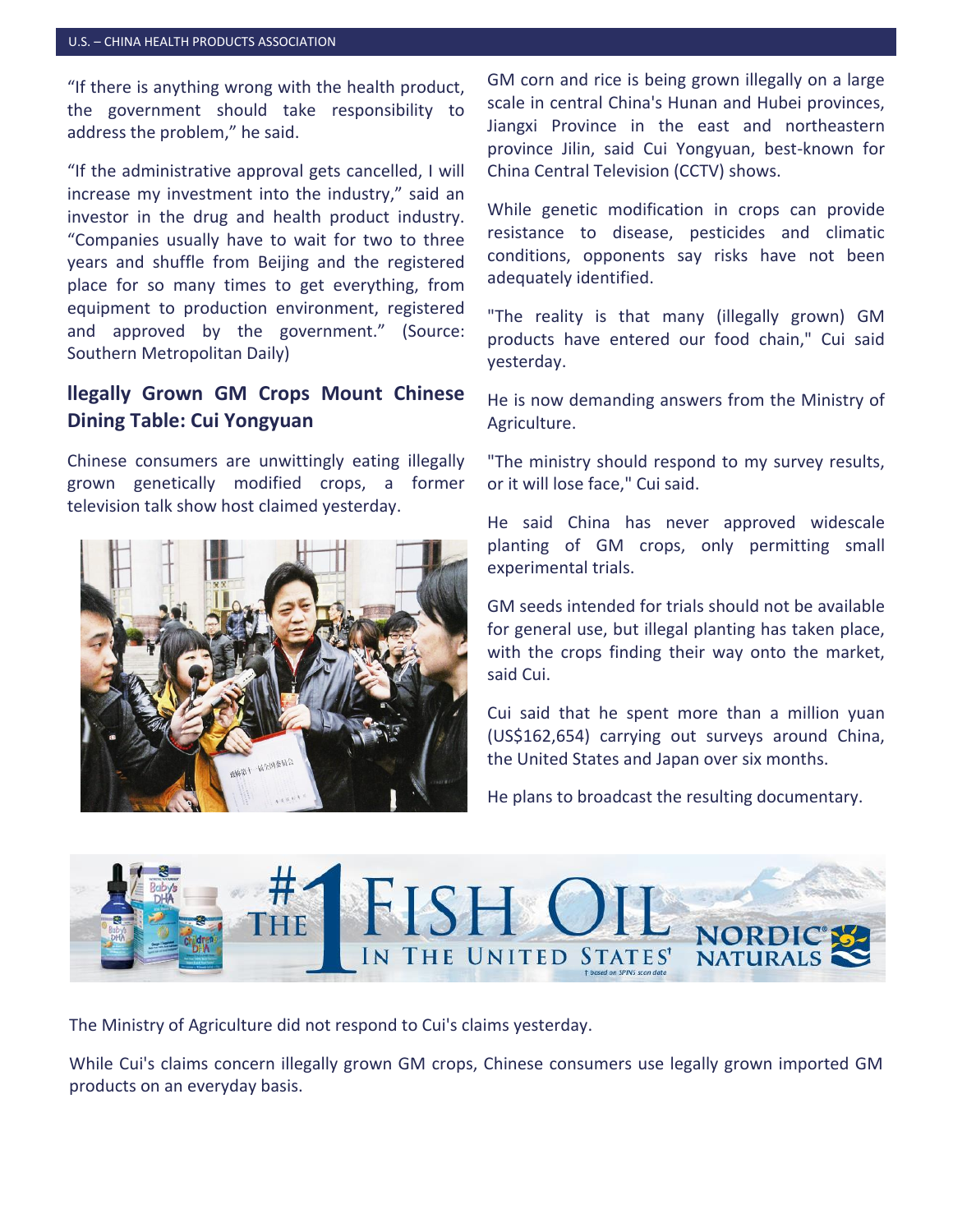"If there is anything wrong with the health product, the government should take responsibility to address the problem," he said.

"If the administrative approval gets cancelled, I will increase my investment into the industry," said an investor in the drug and health product industry. "Companies usually have to wait for two to three years and shuffle from Beijing and the registered place for so many times to get everything, from equipment to production environment, registered and approved by the government." (Source: Southern Metropolitan Daily)

## llegally Grown GM Crops Mount Chinese Dining Table: Cui Yongyuan

Chinese consumers are unwittingly eating illegally grown genetically modified crops, a former television talk show host claimed yesterday.

GM corn and rice is being grown illegally on a large scale in central China's Hunan and Hubei provinces, Jiangxi Province in the east and northeastern province Jilin, said Cui Yongyuan, best-known for China Central Television (CCTV) shows.

While genetic modification in crops can provide resistance to disease, pesticides and climatic conditions, opponents say risks have not been adequately identified.

"The reality is that many (illegally grown) GM products have entered our food chain," Cui said yesterday.

He is now demanding answers from the Ministry of Agriculture.

"The ministry should respond to my survey results, or it will lose face," Cui said.

He said China has never approved widescale planting of GM crops, only permitting small experimental trials.

GM seeds intended for trials should not be available for general use, but illegal planting has taken place, with the crops finding their way onto the market, said Cui.

Cui said that he spent more than a million yuan (US$162,654) carrying out surveys around China, the United States and Japan over six months.

He plans to broadcast the resulting documentary.

The Ministry of Agriculture did not respond to Cui's claims yesterday.

While Cui's claims concern illegally grown GM crops, Chinese consumers use legally grown imported GM products on an everyday basis.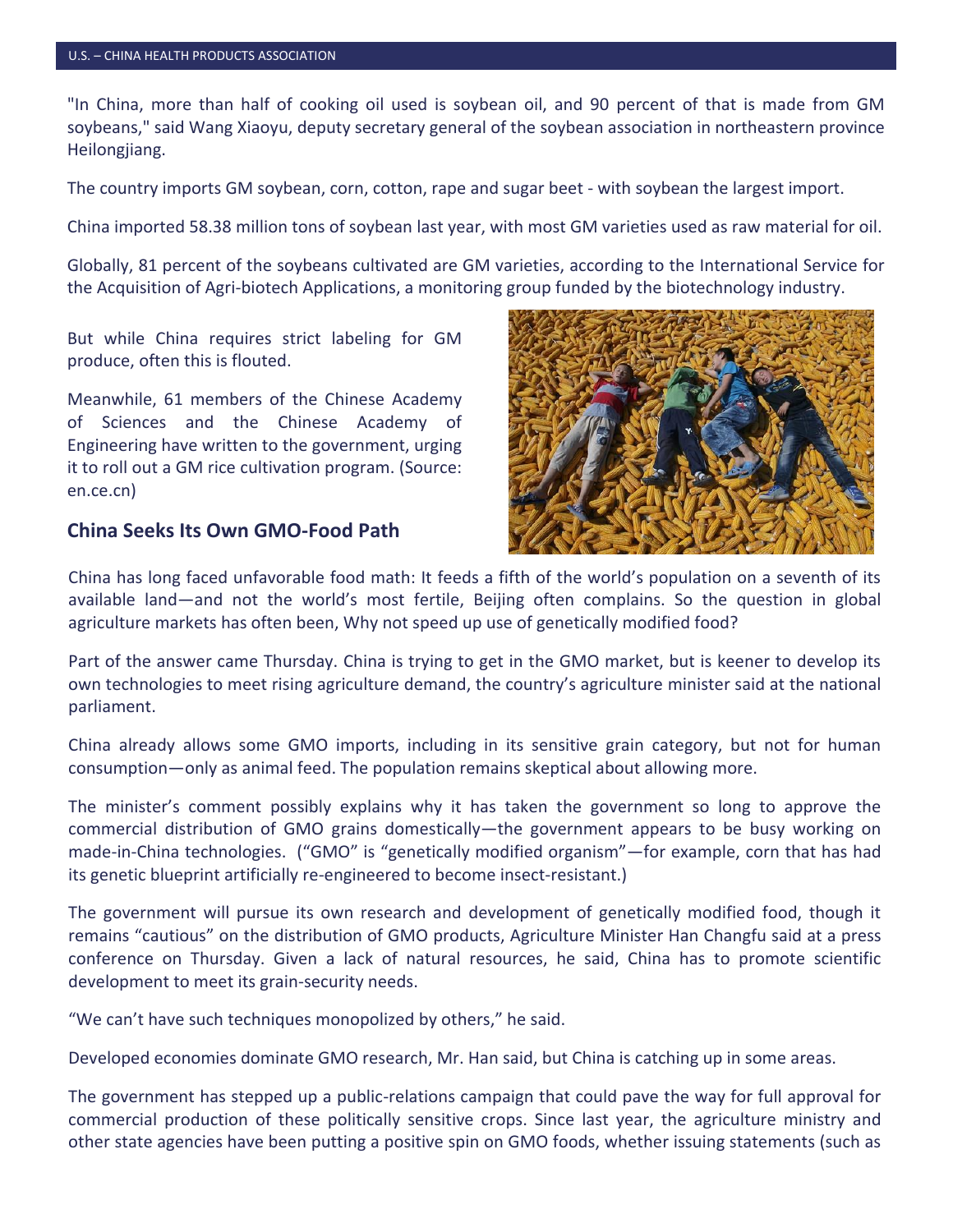"In China, more than half of cooking oil used is soybean oil, and 90 percent of that is made from GM soybeans," said Wang Xiaoyu, deputy secretary general of the soybean association in northeastern province Heilongjiang.

The country imports GM soybean, corn, cotton, rape and sugar beet - with soybean the largest import.

China imported 58.38 million tons of soybean last year, with most GM varieties used as raw material for oil.

Globally, 81 percent of the soybeans cultivated are GM varieties, according to the International Service for the Acquisition of Agri-biotech Applications, a monitoring group funded by the biotechnology industry.

But while China requires strict labeling for GM produce, often this is flouted.

Meanwhile, 61 members of the Chinese Academy of Sciences and the Chinese Academy of Engineering have written to the government, urging it to roll out a GM rice cultivation program. (Source: en.ce.cn)

## China Seeks Its Own GMO-Food Path

China has long faced unfavorable food math: It feeds a fifth of the world's population on a seventh of its available land—and not the world's most fertile, Beijing often complains. So the question in global agriculture markets has often been, Why not speed up use of genetically modified food?

Part of the answer came Thursday. China is trying to get in the GMO market, but is keener to develop its own technologies to meet rising agriculture demand, the country's agriculture minister said at the national parliament.

China already allows some GMO imports, including in its sensitive grain category, but not for human consumption—only as animal feed. The population remains skeptical about allowing more.

The minister's comment possibly explains why it has taken the government so long to approve the commercial distribution of GMO grains domestically—the government appears to be busy working on made-in-China technologies. ("GMO" is "genetically modified organism"—for example, corn that has had its genetic blueprint artificially re-engineered to become insect-resistant.)

The government will pursue its own research and development of genetically modified food, though it remains "cautious" on the distribution of GMO products, Agriculture Minister Han Changfu said at a press conference on Thursday. Given a lack of natural resources, he said, China has to promote scientific development to meet its grain-security needs.

"We can't have such techniques monopolized by others," he said.

Developed economies dominate GMO research, Mr. Han said, but China is catching up in some areas.

The government has stepped up a public-relations campaign that could pave the way for full approval for commercial production of these politically sensitive crops. Since last year, the agriculture ministry and other state agencies have been putting a positive spin on GMO foods, whether issuing statements (such as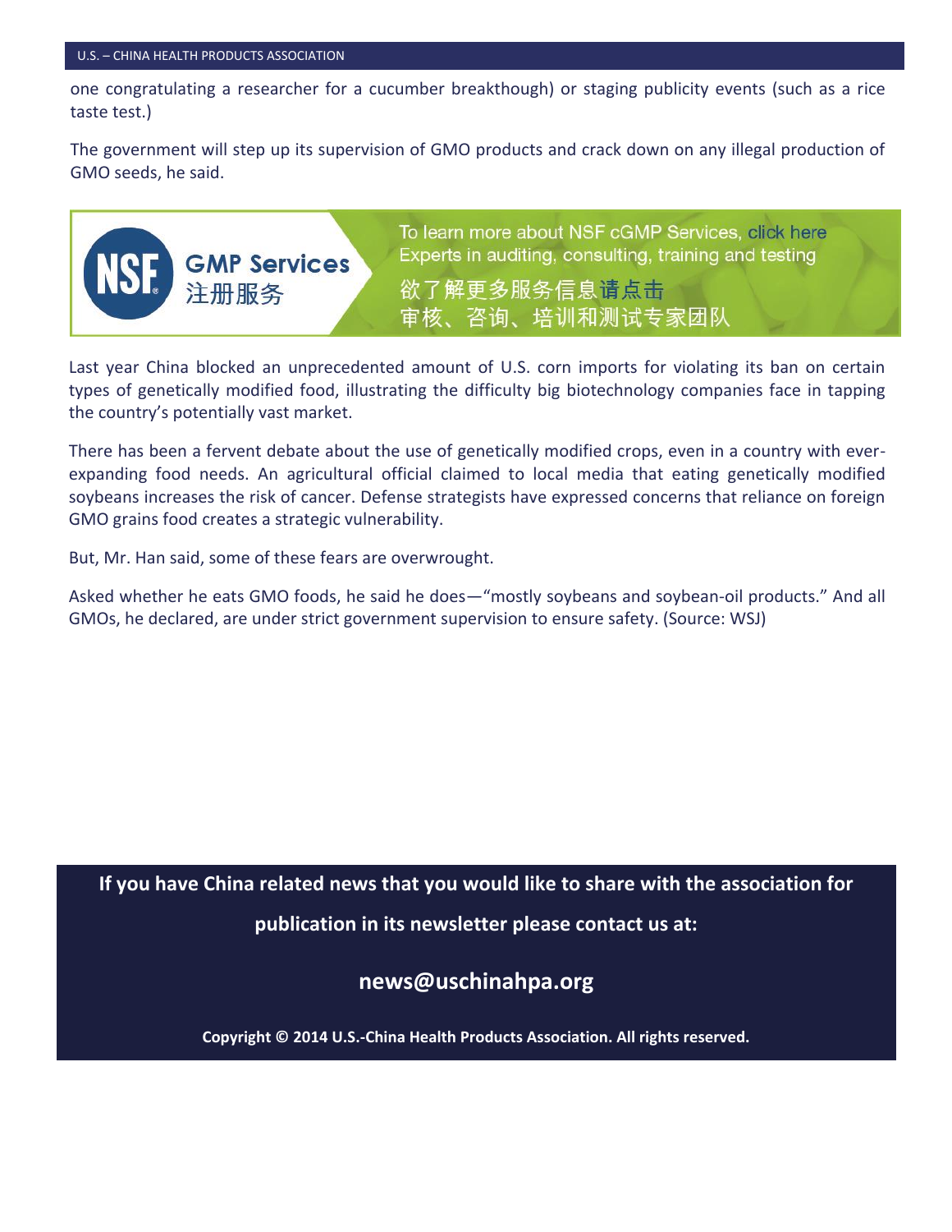one congratulating a researcher for a cucumber breakthough) or staging publicity events (such as a rice taste test.)

The government will step up its supervision of GMO products and crack down on any illegal production of GMO seeds, he said.

NSF GMP Services 注册服务

To learn more about NSF cGMP Services, click here
Experts in auditing, consulting, training and testing

欲了解更多服务信息请点击
审核、咨询、培训和测试专家团队

Last year China blocked an unprecedented amount of U.S. corn imports for violating its ban on certain types of genetically modified food, illustrating the difficulty big biotechnology companies face in tapping the country's potentially vast market.

There has been a fervent debate about the use of genetically modified crops, even in a country with ever-expanding food needs. An agricultural official claimed to local media that eating genetically modified soybeans increases the risk of cancer. Defense strategists have expressed concerns that reliance on foreign GMO grains food creates a strategic vulnerability.

But, Mr. Han said, some of these fears are overwrought.

Asked whether he eats GMO foods, he said he does—"mostly soybeans and soybean-oil products." And all GMOs, he declared, are under strict government supervision to ensure safety. (Source: WSJ)

**If you have China related news that you would like to share with the association for publication in its newsletter please contact us at:**

**news@uschinahpa.org**

**Copyright © 2014 U.S.-China Health Products Association. All rights reserved.**